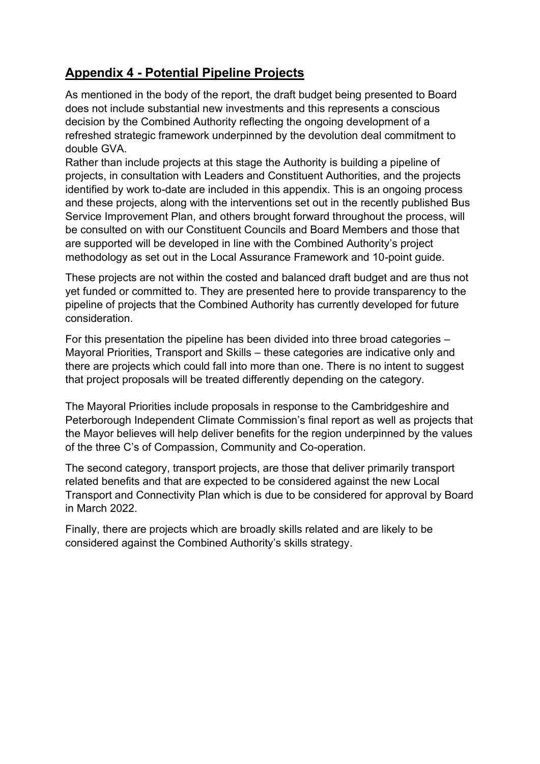## Appendix 4 - Potential Pipeline Projects

As mentioned in the body of the report, the draft budget being presented to Board does not include substantial new investments and this represents a conscious decision by the Combined Authority reflecting the ongoing development of a refreshed strategic framework underpinned by the devolution deal commitment to double GVA.

Rather than include projects at this stage the Authority is building a pipeline of projects, in consultation with Leaders and Constituent Authorities, and the projects identified by work to-date are included in this appendix. This is an ongoing process and these projects, along with the interventions set out in the recently published Bus Service Improvement Plan, and others brought forward throughout the process, will be consulted on with our Constituent Councils and Board Members and those that are supported will be developed in line with the Combined Authority's project methodology as set out in the Local Assurance Framework and 10-point guide.

These projects are not within the costed and balanced draft budget and are thus not yet funded or committed to. They are presented here to provide transparency to the pipeline of projects that the Combined Authority has currently developed for future consideration.

For this presentation the pipeline has been divided into three broad categories – Mayoral Priorities, Transport and Skills – these categories are indicative only and there are projects which could fall into more than one. There is no intent to suggest that project proposals will be treated differently depending on the category.

The Mayoral Priorities include proposals in response to the Cambridgeshire and Peterborough Independent Climate Commission's final report as well as projects that the Mayor believes will help deliver benefits for the region underpinned by the values of the three C's of Compassion, Community and Co-operation.

The second category, transport projects, are those that deliver primarily transport related benefits and that are expected to be considered against the new Local Transport and Connectivity Plan which is due to be considered for approval by Board in March 2022.

Finally, there are projects which are broadly skills related and are likely to be considered against the Combined Authority's skills strategy.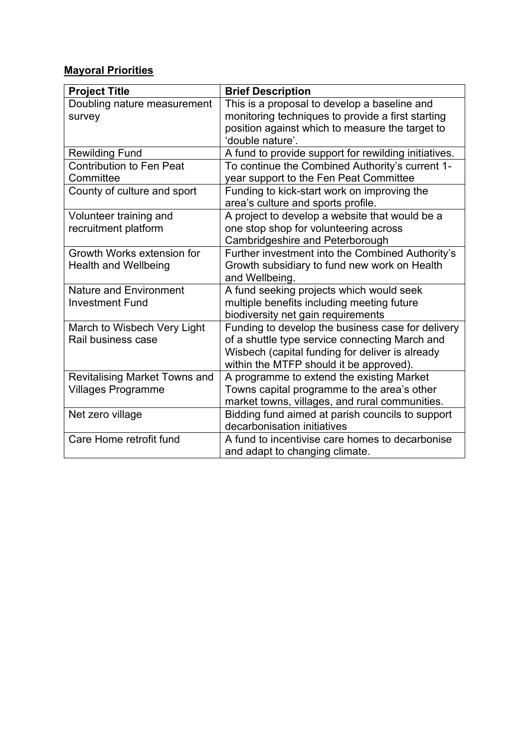**Mayoral Priorities**

| Project Title | Brief Description |
|---|---|
| Doubling nature measurement survey | This is a proposal to develop a baseline and monitoring techniques to provide a first starting position against which to measure the target to 'double nature'. |
| Rewilding Fund | A fund to provide support for rewilding initiatives. |
| Contribution to Fen Peat Committee | To continue the Combined Authority's current 1-year support to the Fen Peat Committee |
| County of culture and sport | Funding to kick-start work on improving the area's culture and sports profile. |
| Volunteer training and recruitment platform | A project to develop a website that would be a one stop shop for volunteering across Cambridgeshire and Peterborough |
| Growth Works extension for Health and Wellbeing | Further investment into the Combined Authority's Growth subsidiary to fund new work on Health and Wellbeing. |
| Nature and Environment Investment Fund | A fund seeking projects which would seek multiple benefits including meeting future biodiversity net gain requirements |
| March to Wisbech Very Light Rail business case | Funding to develop the business case for delivery of a shuttle type service connecting March and Wisbech (capital funding for deliver is already within the MTFP should it be approved). |
| Revitalising Market Towns and Villages Programme | A programme to extend the existing Market Towns capital programme to the area's other market towns, villages, and rural communities. |
| Net zero village | Bidding fund aimed at parish councils to support decarbonisation initiatives |
| Care Home retrofit fund | A fund to incentivise care homes to decarbonise and adapt to changing climate. |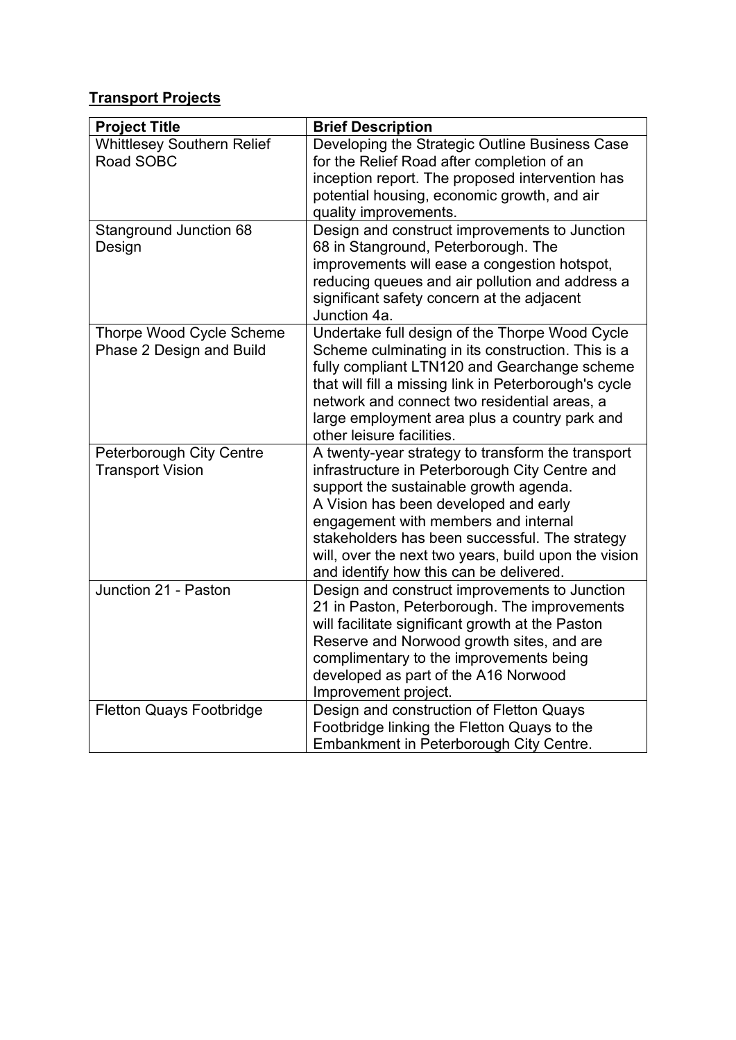**Transport Projects**

| Project Title | Brief Description |
|---|---|
| Whittlesey Southern Relief Road SOBC | Developing the Strategic Outline Business Case for the Relief Road after completion of an inception report. The proposed intervention has potential housing, economic growth, and air quality improvements. |
| Stanground Junction 68 Design | Design and construct improvements to Junction 68 in Stanground, Peterborough. The improvements will ease a congestion hotspot, reducing queues and air pollution and address a significant safety concern at the adjacent Junction 4a. |
| Thorpe Wood Cycle Scheme Phase 2 Design and Build | Undertake full design of the Thorpe Wood Cycle Scheme culminating in its construction. This is a fully compliant LTN120 and Gearchange scheme that will fill a missing link in Peterborough's cycle network and connect two residential areas, a large employment area plus a country park and other leisure facilities. |
| Peterborough City Centre Transport Vision | A twenty-year strategy to transform the transport infrastructure in Peterborough City Centre and support the sustainable growth agenda.<br>A Vision has been developed and early engagement with members and internal stakeholders has been successful. The strategy will, over the next two years, build upon the vision and identify how this can be delivered. |
| Junction 21 - Paston | Design and construct improvements to Junction 21 in Paston, Peterborough. The improvements will facilitate significant growth at the Paston Reserve and Norwood growth sites, and are complimentary to the improvements being developed as part of the A16 Norwood Improvement project. |
| Fletton Quays Footbridge | Design and construction of Fletton Quays Footbridge linking the Fletton Quays to the Embankment in Peterborough City Centre. |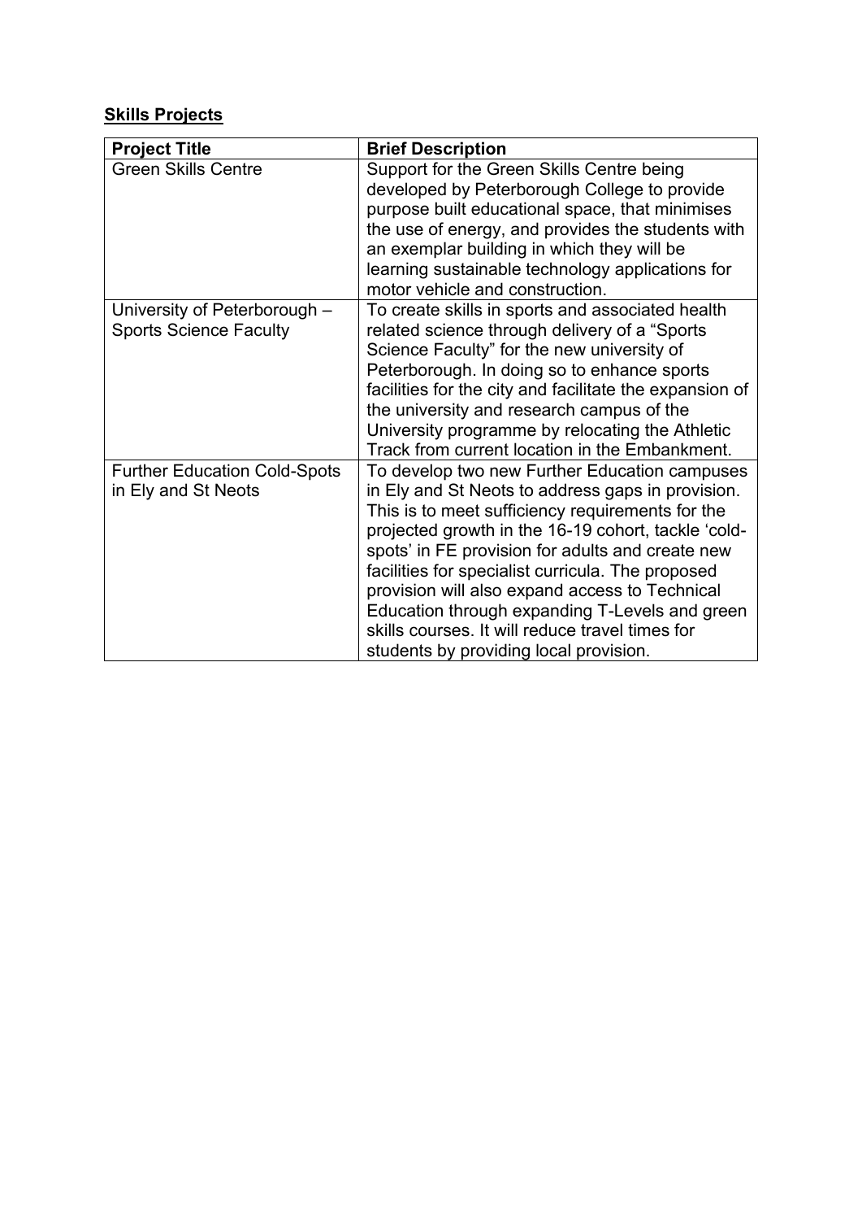**Skills Projects**

| Project Title | Brief Description |
| --- | --- |
| Green Skills Centre | Support for the Green Skills Centre being developed by Peterborough College to provide purpose built educational space, that minimises the use of energy, and provides the students with an exemplar building in which they will be learning sustainable technology applications for motor vehicle and construction. |
| University of Peterborough – Sports Science Faculty | To create skills in sports and associated health related science through delivery of a "Sports Science Faculty" for the new university of Peterborough. In doing so to enhance sports facilities for the city and facilitate the expansion of the university and research campus of the University programme by relocating the Athletic Track from current location in the Embankment. |
| Further Education Cold-Spots in Ely and St Neots | To develop two new Further Education campuses in Ely and St Neots to address gaps in provision. This is to meet sufficiency requirements for the projected growth in the 16-19 cohort, tackle 'cold-spots' in FE provision for adults and create new facilities for specialist curricula. The proposed provision will also expand access to Technical Education through expanding T-Levels and green skills courses. It will reduce travel times for students by providing local provision. |